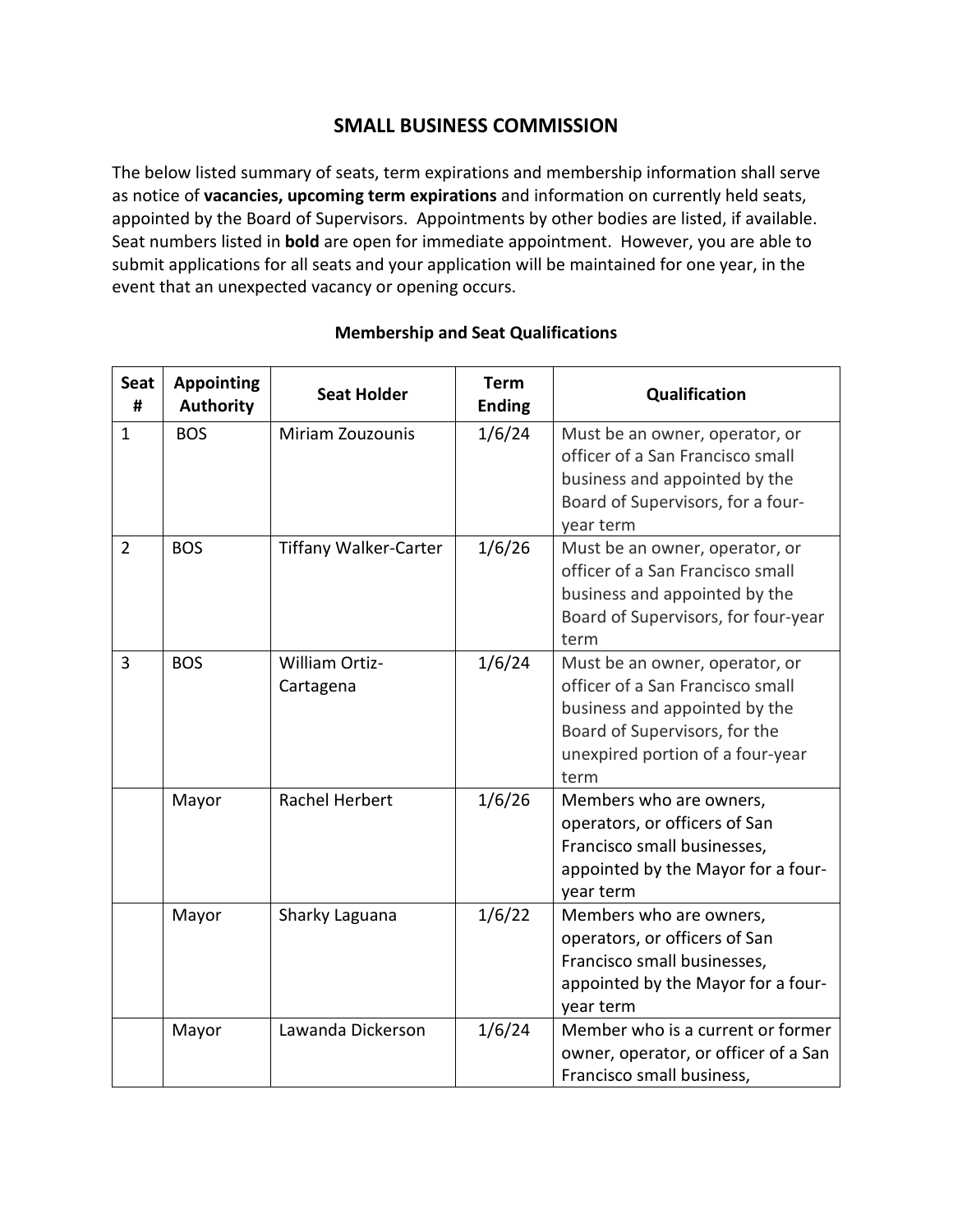# SMALL BUSINESS COMMISSION

The below listed summary of seats, term expirations and membership information shall serve as notice of **vacancies, upcoming term expirations** and information on currently held seats, appointed by the Board of Supervisors. Appointments by other bodies are listed, if available. Seat numbers listed in **bold** are open for immediate appointment. However, you are able to submit applications for all seats and your application will be maintained for one year, in the event that an unexpected vacancy or opening occurs.

## Membership and Seat Qualifications

| Seat # | Appointing Authority | Seat Holder | Term Ending | Qualification |
|---|---|---|---|---|
| 1 | BOS | Miriam Zouzounis | 1/6/24 | Must be an owner, operator, or officer of a San Francisco small business and appointed by the Board of Supervisors, for a four-year term |
| 2 | BOS | Tiffany Walker-Carter | 1/6/26 | Must be an owner, operator, or officer of a San Francisco small business and appointed by the Board of Supervisors, for four-year term |
| 3 | BOS | William Ortiz-Cartagena | 1/6/24 | Must be an owner, operator, or officer of a San Francisco small business and appointed by the Board of Supervisors, for the unexpired portion of a four-year term |
| | Mayor | Rachel Herbert | 1/6/26 | Members who are owners, operators, or officers of San Francisco small businesses, appointed by the Mayor for a four-year term |
| | Mayor | Sharky Laguana | 1/6/22 | Members who are owners, operators, or officers of San Francisco small businesses, appointed by the Mayor for a four-year term |
| | Mayor | Lawanda Dickerson | 1/6/24 | Member who is a current or former owner, operator, or officer of a San Francisco small business, |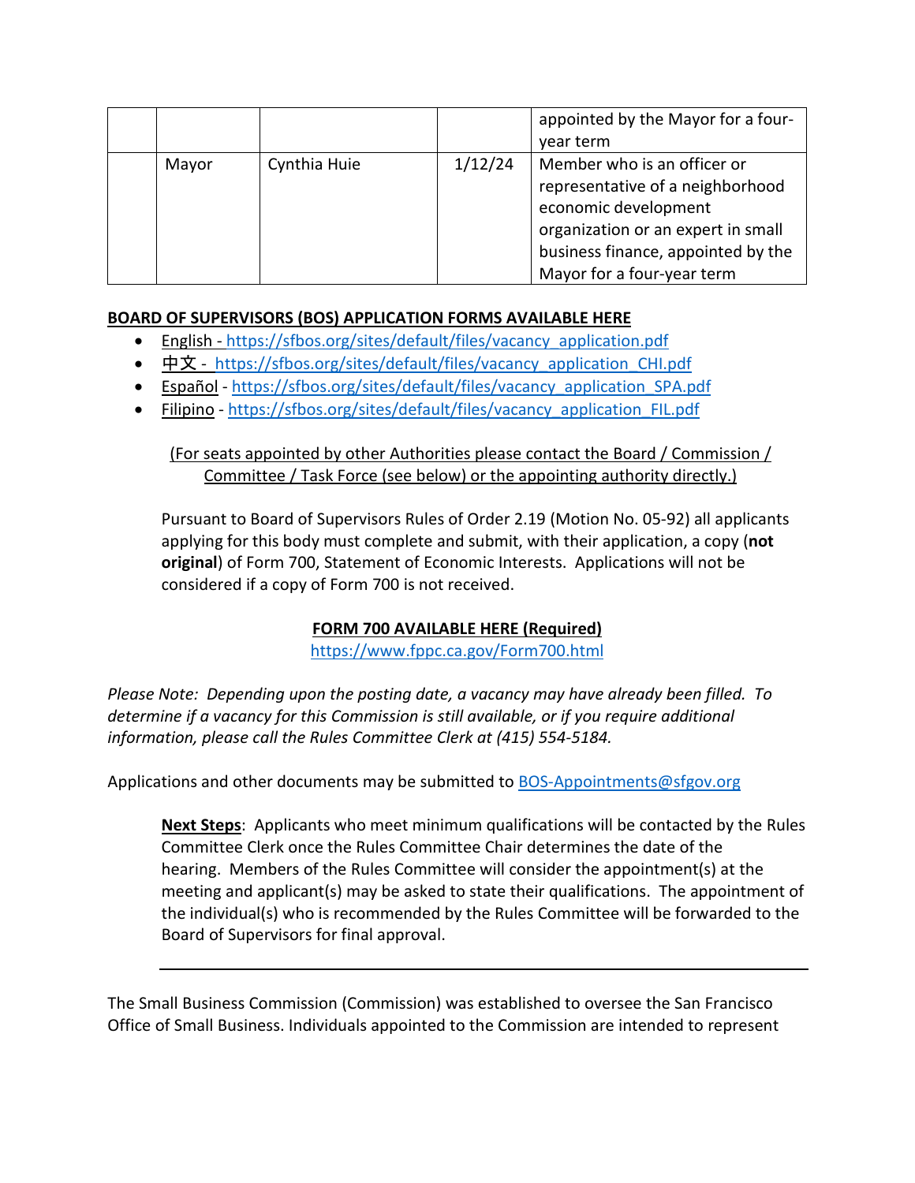| | | | | |
|---|---|---|---|---|
| | | | | appointed by the Mayor for a four-year term |
| | Mayor | Cynthia Huie | 1/12/24 | Member who is an officer or representative of a neighborhood economic development organization or an expert in small business finance, appointed by the Mayor for a four-year term |

**BOARD OF SUPERVISORS (BOS) APPLICATION FORMS AVAILABLE HERE**

- English - https://sfbos.org/sites/default/files/vacancy_application.pdf
- 中文 - https://sfbos.org/sites/default/files/vacancy_application_CHI.pdf
- Español - https://sfbos.org/sites/default/files/vacancy_application_SPA.pdf
- Filipino - https://sfbos.org/sites/default/files/vacancy_application_FIL.pdf

(For seats appointed by other Authorities please contact the Board / Commission / Committee / Task Force (see below) or the appointing authority directly.)

Pursuant to Board of Supervisors Rules of Order 2.19 (Motion No. 05-92) all applicants applying for this body must complete and submit, with their application, a copy (**not original**) of Form 700, Statement of Economic Interests. Applications will not be considered if a copy of Form 700 is not received.

**FORM 700 AVAILABLE HERE (Required)**
https://www.fppc.ca.gov/Form700.html

*Please Note: Depending upon the posting date, a vacancy may have already been filled. To determine if a vacancy for this Commission is still available, or if you require additional information, please call the Rules Committee Clerk at (415) 554-5184.*

Applications and other documents may be submitted to BOS-Appointments@sfgov.org

**Next Steps**: Applicants who meet minimum qualifications will be contacted by the Rules Committee Clerk once the Rules Committee Chair determines the date of the hearing. Members of the Rules Committee will consider the appointment(s) at the meeting and applicant(s) may be asked to state their qualifications. The appointment of the individual(s) who is recommended by the Rules Committee will be forwarded to the Board of Supervisors for final approval.

---

The Small Business Commission (Commission) was established to oversee the San Francisco Office of Small Business. Individuals appointed to the Commission are intended to represent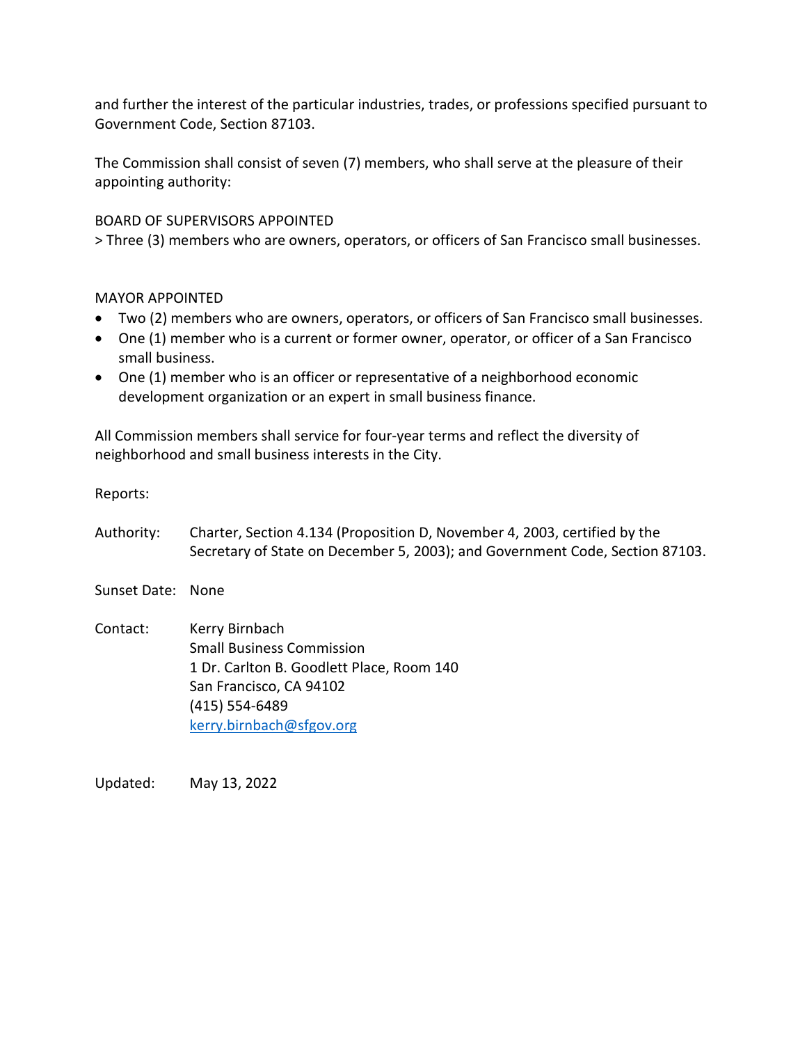and further the interest of the particular industries, trades, or professions specified pursuant to Government Code, Section 87103.

The Commission shall consist of seven (7) members, who shall serve at the pleasure of their appointing authority:

BOARD OF SUPERVISORS APPOINTED
> Three (3) members who are owners, operators, or officers of San Francisco small businesses.

MAYOR APPOINTED

- Two (2) members who are owners, operators, or officers of San Francisco small businesses.
- One (1) member who is a current or former owner, operator, or officer of a San Francisco small business.
- One (1) member who is an officer or representative of a neighborhood economic development organization or an expert in small business finance.

All Commission members shall service for four-year terms and reflect the diversity of neighborhood and small business interests in the City.

Reports:

Authority: Charter, Section 4.134 (Proposition D, November 4, 2003, certified by the Secretary of State on December 5, 2003); and Government Code, Section 87103.

Sunset Date: None

Contact: Kerry Birnbach
Small Business Commission
1 Dr. Carlton B. Goodlett Place, Room 140
San Francisco, CA 94102
(415) 554-6489
kerry.birnbach@sfgov.org

Updated: May 13, 2022